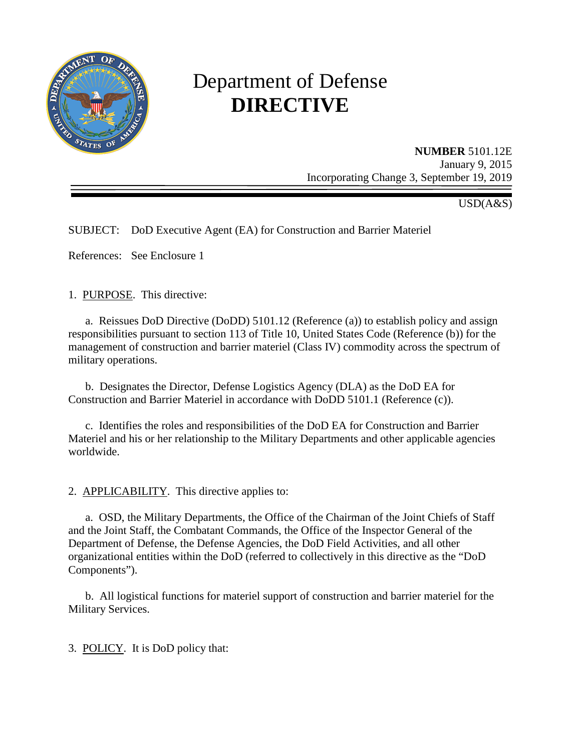# Department of Defense **DIRECTIVE**

**NUMBER** 5101.12E
January 9, 2015
Incorporating Change 3, September 19, 2019

USD(A&S)

SUBJECT: DoD Executive Agent (EA) for Construction and Barrier Materiel

References: See Enclosure 1

1. PURPOSE. This directive:

a. Reissues DoD Directive (DoDD) 5101.12 (Reference (a)) to establish policy and assign responsibilities pursuant to section 113 of Title 10, United States Code (Reference (b)) for the management of construction and barrier materiel (Class IV) commodity across the spectrum of military operations.

b. Designates the Director, Defense Logistics Agency (DLA) as the DoD EA for Construction and Barrier Materiel in accordance with DoDD 5101.1 (Reference (c)).

c. Identifies the roles and responsibilities of the DoD EA for Construction and Barrier Materiel and his or her relationship to the Military Departments and other applicable agencies worldwide.

2. APPLICABILITY. This directive applies to:

a. OSD, the Military Departments, the Office of the Chairman of the Joint Chiefs of Staff and the Joint Staff, the Combatant Commands, the Office of the Inspector General of the Department of Defense, the Defense Agencies, the DoD Field Activities, and all other organizational entities within the DoD (referred to collectively in this directive as the "DoD Components").

b. All logistical functions for materiel support of construction and barrier materiel for the Military Services.

3. POLICY. It is DoD policy that: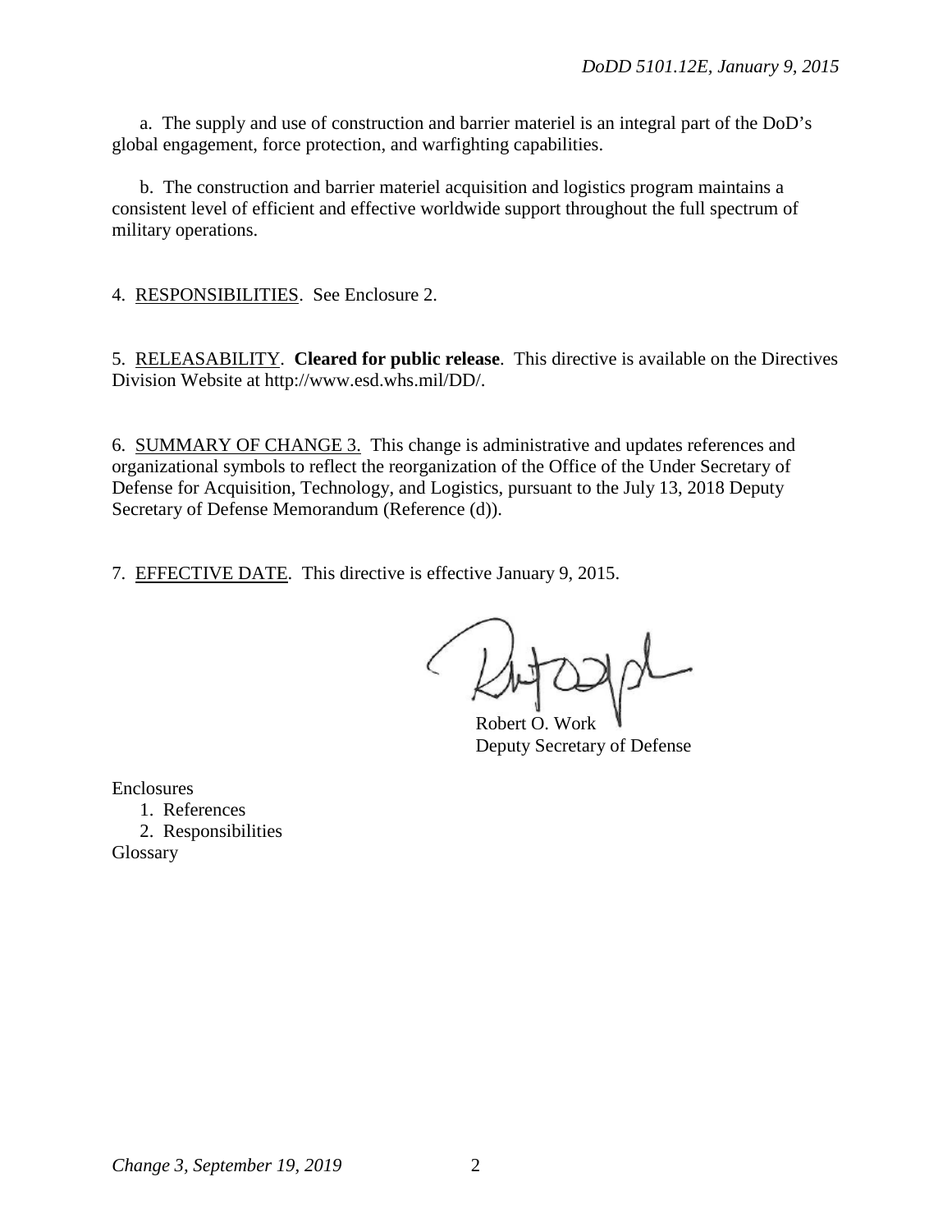a. The supply and use of construction and barrier materiel is an integral part of the DoD's global engagement, force protection, and warfighting capabilities.

b. The construction and barrier materiel acquisition and logistics program maintains a consistent level of efficient and effective worldwide support throughout the full spectrum of military operations.

4. RESPONSIBILITIES. See Enclosure 2.

5. RELEASABILITY. **Cleared for public release**. This directive is available on the Directives Division Website at http://www.esd.whs.mil/DD/.

6. SUMMARY OF CHANGE 3. This change is administrative and updates references and organizational symbols to reflect the reorganization of the Office of the Under Secretary of Defense for Acquisition, Technology, and Logistics, pursuant to the July 13, 2018 Deputy Secretary of Defense Memorandum (Reference (d)).

7. EFFECTIVE DATE. This directive is effective January 9, 2015.

Robert O. Work
Deputy Secretary of Defense

Enclosures
1. References
2. Responsibilities
Glossary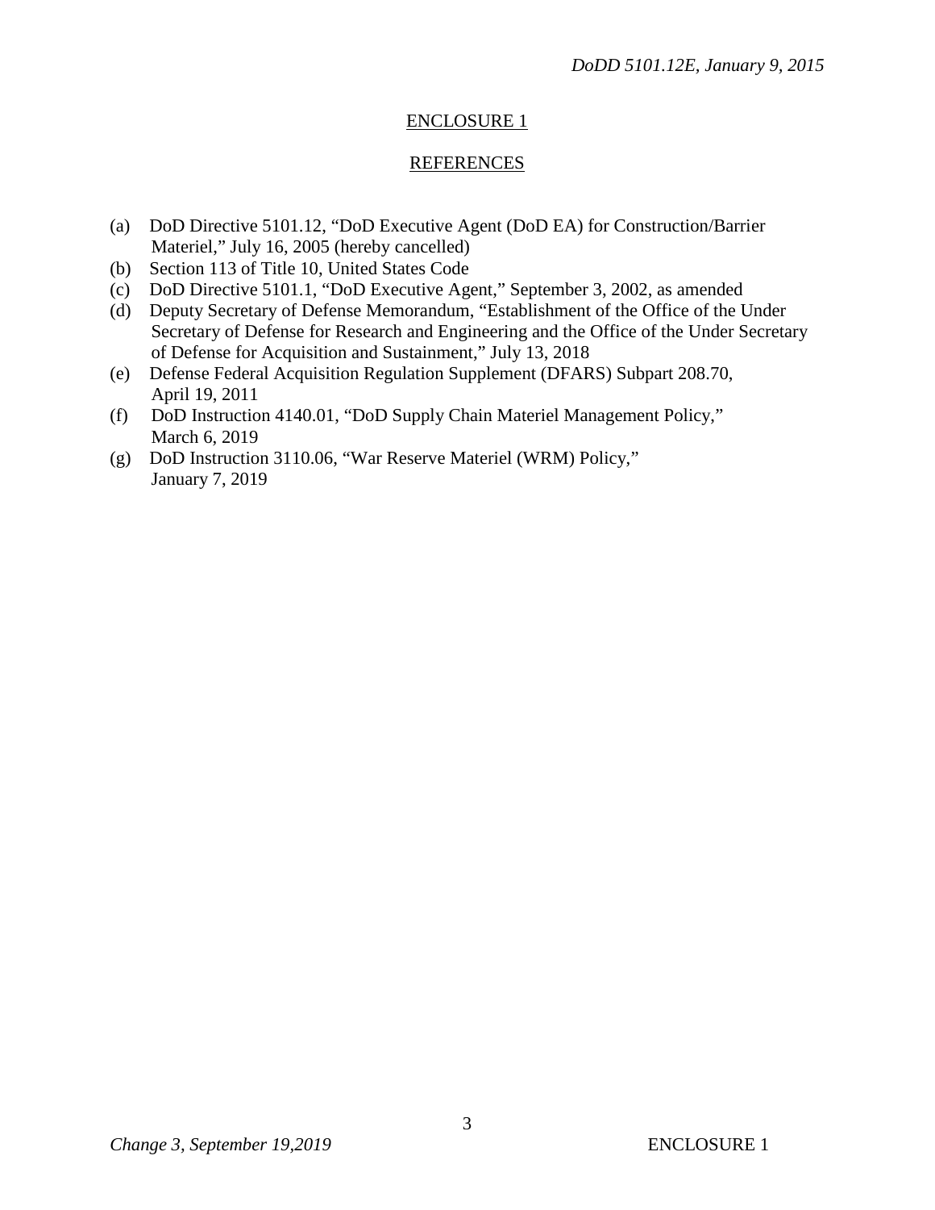## ENCLOSURE 1

## REFERENCES

(a) DoD Directive 5101.12, "DoD Executive Agent (DoD EA) for Construction/Barrier Materiel," July 16, 2005 (hereby cancelled)
(b) Section 113 of Title 10, United States Code
(c) DoD Directive 5101.1, "DoD Executive Agent," September 3, 2002, as amended
(d) Deputy Secretary of Defense Memorandum, "Establishment of the Office of the Under Secretary of Defense for Research and Engineering and the Office of the Under Secretary of Defense for Acquisition and Sustainment," July 13, 2018
(e) Defense Federal Acquisition Regulation Supplement (DFARS) Subpart 208.70, April 19, 2011
(f) DoD Instruction 4140.01, "DoD Supply Chain Materiel Management Policy," March 6, 2019
(g) DoD Instruction 3110.06, "War Reserve Materiel (WRM) Policy," January 7, 2019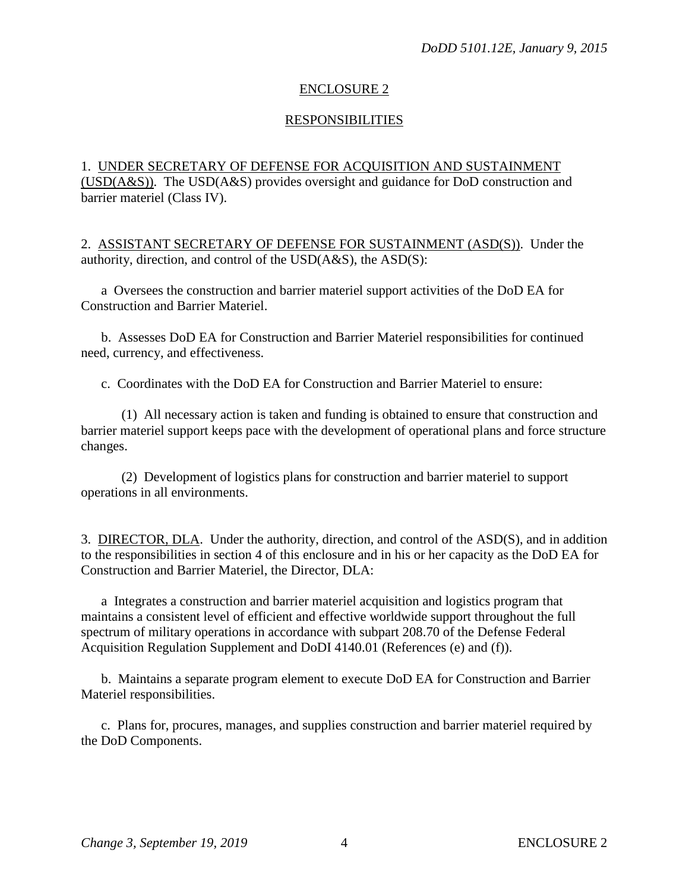## ENCLOSURE 2

## RESPONSIBILITIES

1. UNDER SECRETARY OF DEFENSE FOR ACQUISITION AND SUSTAINMENT (USD(A&S)). The USD(A&S) provides oversight and guidance for DoD construction and barrier materiel (Class IV).

2. ASSISTANT SECRETARY OF DEFENSE FOR SUSTAINMENT (ASD(S)). Under the authority, direction, and control of the USD(A&S), the ASD(S):

a Oversees the construction and barrier materiel support activities of the DoD EA for Construction and Barrier Materiel.

b. Assesses DoD EA for Construction and Barrier Materiel responsibilities for continued need, currency, and effectiveness.

c. Coordinates with the DoD EA for Construction and Barrier Materiel to ensure:

(1) All necessary action is taken and funding is obtained to ensure that construction and barrier materiel support keeps pace with the development of operational plans and force structure changes.

(2) Development of logistics plans for construction and barrier materiel to support operations in all environments.

3. DIRECTOR, DLA. Under the authority, direction, and control of the ASD(S), and in addition to the responsibilities in section 4 of this enclosure and in his or her capacity as the DoD EA for Construction and Barrier Materiel, the Director, DLA:

a Integrates a construction and barrier materiel acquisition and logistics program that maintains a consistent level of efficient and effective worldwide support throughout the full spectrum of military operations in accordance with subpart 208.70 of the Defense Federal Acquisition Regulation Supplement and DoDI 4140.01 (References (e) and (f)).

b. Maintains a separate program element to execute DoD EA for Construction and Barrier Materiel responsibilities.

c. Plans for, procures, manages, and supplies construction and barrier materiel required by the DoD Components.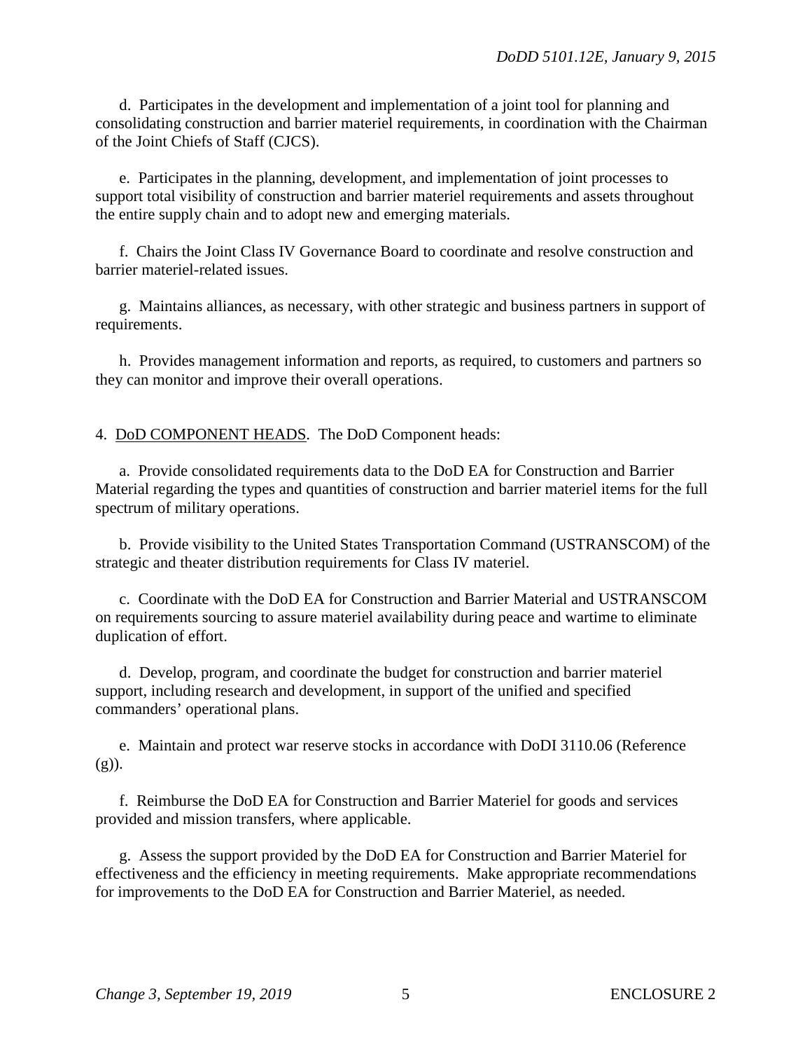d. Participates in the development and implementation of a joint tool for planning and consolidating construction and barrier materiel requirements, in coordination with the Chairman of the Joint Chiefs of Staff (CJCS).

e. Participates in the planning, development, and implementation of joint processes to support total visibility of construction and barrier materiel requirements and assets throughout the entire supply chain and to adopt new and emerging materials.

f. Chairs the Joint Class IV Governance Board to coordinate and resolve construction and barrier materiel-related issues.

g. Maintains alliances, as necessary, with other strategic and business partners in support of requirements.

h. Provides management information and reports, as required, to customers and partners so they can monitor and improve their overall operations.

4. DoD COMPONENT HEADS. The DoD Component heads:

a. Provide consolidated requirements data to the DoD EA for Construction and Barrier Material regarding the types and quantities of construction and barrier materiel items for the full spectrum of military operations.

b. Provide visibility to the United States Transportation Command (USTRANSCOM) of the strategic and theater distribution requirements for Class IV materiel.

c. Coordinate with the DoD EA for Construction and Barrier Material and USTRANSCOM on requirements sourcing to assure materiel availability during peace and wartime to eliminate duplication of effort.

d. Develop, program, and coordinate the budget for construction and barrier materiel support, including research and development, in support of the unified and specified commanders' operational plans.

e. Maintain and protect war reserve stocks in accordance with DoDI 3110.06 (Reference (g)).

f. Reimburse the DoD EA for Construction and Barrier Materiel for goods and services provided and mission transfers, where applicable.

g. Assess the support provided by the DoD EA for Construction and Barrier Materiel for effectiveness and the efficiency in meeting requirements. Make appropriate recommendations for improvements to the DoD EA for Construction and Barrier Materiel, as needed.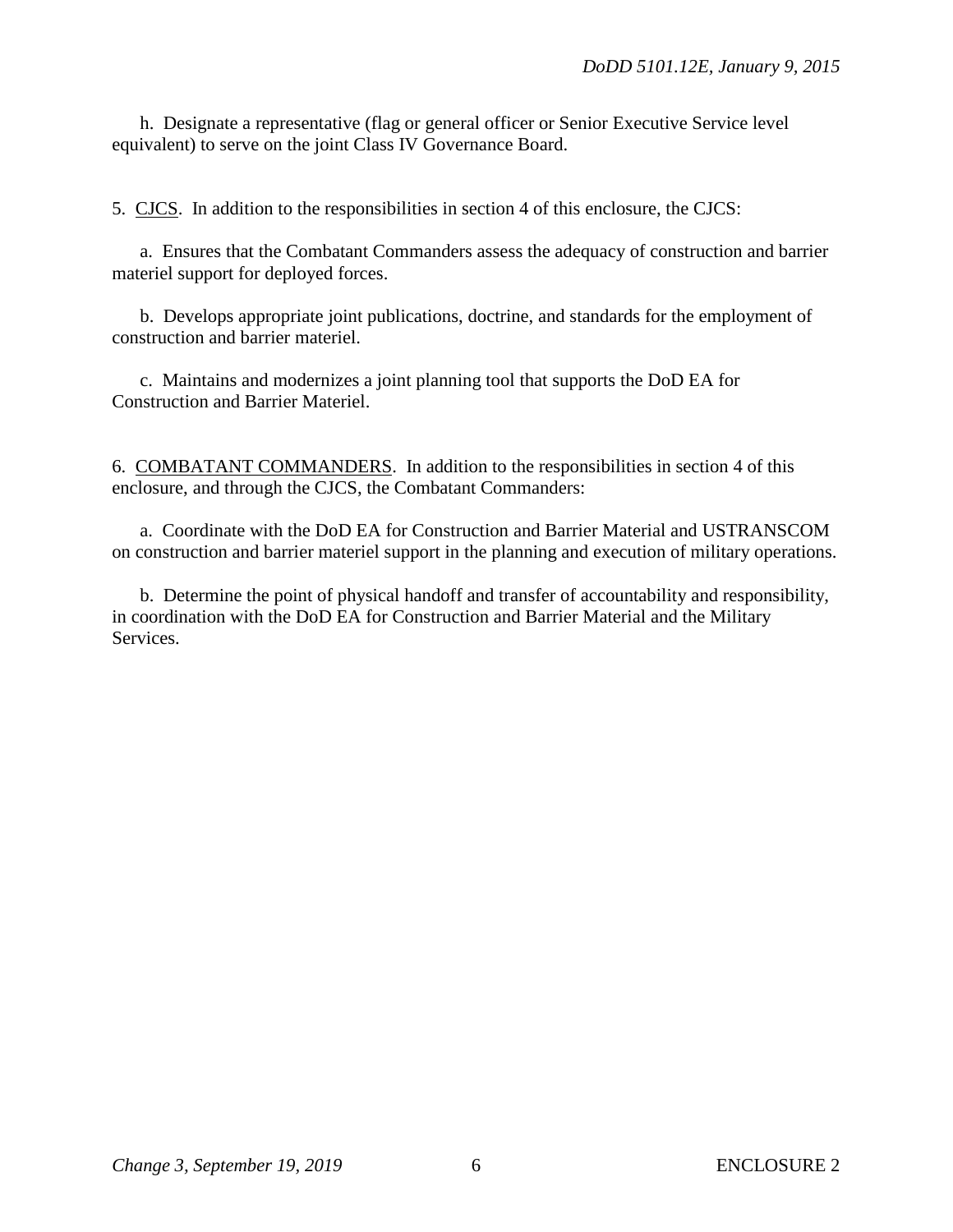h. Designate a representative (flag or general officer or Senior Executive Service level equivalent) to serve on the joint Class IV Governance Board.

5. CJCS. In addition to the responsibilities in section 4 of this enclosure, the CJCS:

a. Ensures that the Combatant Commanders assess the adequacy of construction and barrier materiel support for deployed forces.

b. Develops appropriate joint publications, doctrine, and standards for the employment of construction and barrier materiel.

c. Maintains and modernizes a joint planning tool that supports the DoD EA for Construction and Barrier Materiel.

6. COMBATANT COMMANDERS. In addition to the responsibilities in section 4 of this enclosure, and through the CJCS, the Combatant Commanders:

a. Coordinate with the DoD EA for Construction and Barrier Material and USTRANSCOM on construction and barrier materiel support in the planning and execution of military operations.

b. Determine the point of physical handoff and transfer of accountability and responsibility, in coordination with the DoD EA for Construction and Barrier Material and the Military Services.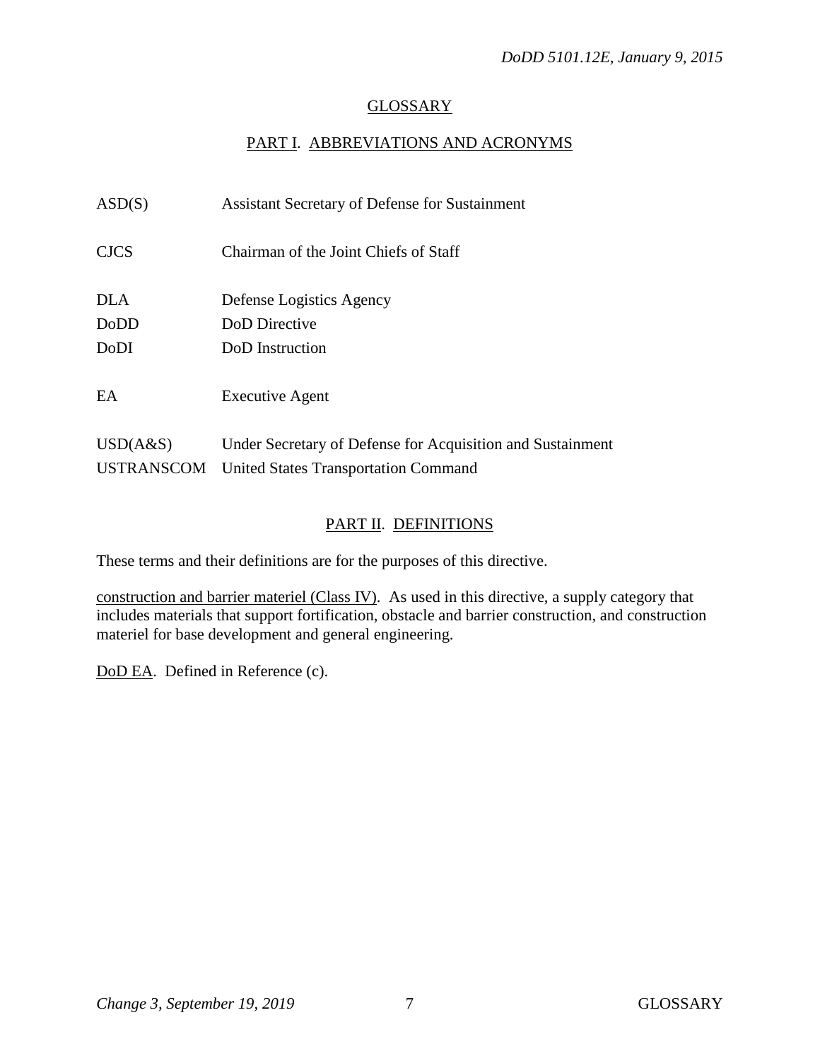## GLOSSARY

### PART I. ABBREVIATIONS AND ACRONYMS

| | |
|---|---|
| ASD(S) | Assistant Secretary of Defense for Sustainment |
| CJCS | Chairman of the Joint Chiefs of Staff |
| DLA | Defense Logistics Agency |
| DoDD | DoD Directive |
| DoDI | DoD Instruction |
| EA | Executive Agent |
| USD(A&S) | Under Secretary of Defense for Acquisition and Sustainment |
| USTRANSCOM | United States Transportation Command |

### PART II. DEFINITIONS

These terms and their definitions are for the purposes of this directive.

construction and barrier materiel (Class IV). As used in this directive, a supply category that includes materials that support fortification, obstacle and barrier construction, and construction materiel for base development and general engineering.

DoD EA. Defined in Reference (c).